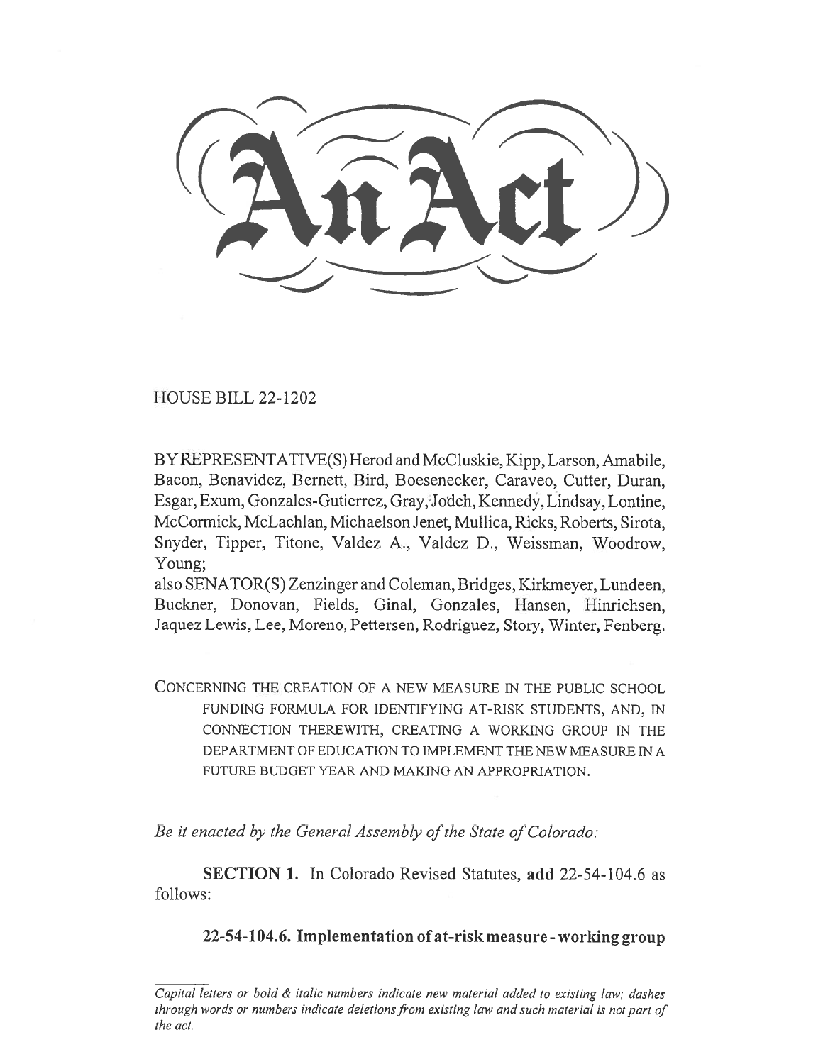# An Act

HOUSE BILL 22-1202

BY REPRESENTATIVE(S) Herod and McCluskie, Kipp, Larson, Amabile, Bacon, Benavidez, Bernett, Bird, Boesenecker, Caraveo, Cutter, Duran, Esgar, Exum, Gonzales-Gutierrez, Gray, Jodeh, Kennedy, Lindsay, Lontine, McCormick, McLachlan, Michaelson Jenet, Mullica, Ricks, Roberts, Sirota, Snyder, Tipper, Titone, Valdez A., Valdez D., Weissman, Woodrow, Young;
also SENATOR(S) Zenzinger and Coleman, Bridges, Kirkmeyer, Lundeen, Buckner, Donovan, Fields, Ginal, Gonzales, Hansen, Hinrichsen, Jaquez Lewis, Lee, Moreno, Pettersen, Rodriguez, Story, Winter, Fenberg.

CONCERNING THE CREATION OF A NEW MEASURE IN THE PUBLIC SCHOOL FUNDING FORMULA FOR IDENTIFYING AT-RISK STUDENTS, AND, IN CONNECTION THEREWITH, CREATING A WORKING GROUP IN THE DEPARTMENT OF EDUCATION TO IMPLEMENT THE NEW MEASURE IN A FUTURE BUDGET YEAR AND MAKING AN APPROPRIATION.

*Be it enacted by the General Assembly of the State of Colorado:*

**SECTION 1.** In Colorado Revised Statutes, **add** 22-54-104.6 as follows:

**22-54-104.6. Implementation of at-risk measure - working group**

*Capital letters or bold & italic numbers indicate new material added to existing law; dashes through words or numbers indicate deletions from existing law and such material is not part of the act.*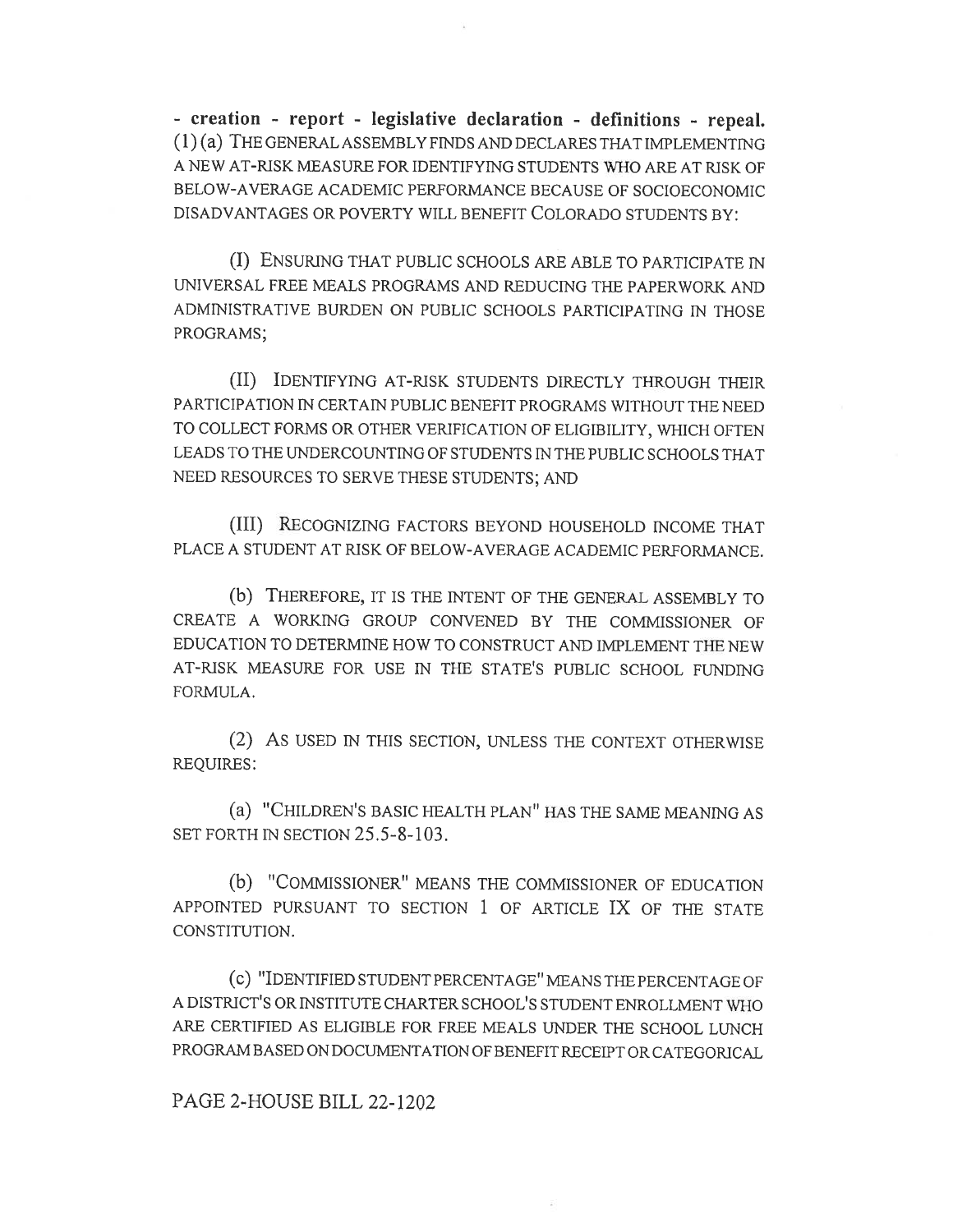**- creation - report - legislative declaration - definitions - repeal.** (1) (a) THE GENERAL ASSEMBLY FINDS AND DECLARES THAT IMPLEMENTING A NEW AT-RISK MEASURE FOR IDENTIFYING STUDENTS WHO ARE AT RISK OF BELOW-AVERAGE ACADEMIC PERFORMANCE BECAUSE OF SOCIOECONOMIC DISADVANTAGES OR POVERTY WILL BENEFIT COLORADO STUDENTS BY:

(I) ENSURING THAT PUBLIC SCHOOLS ARE ABLE TO PARTICIPATE IN UNIVERSAL FREE MEALS PROGRAMS AND REDUCING THE PAPERWORK AND ADMINISTRATIVE BURDEN ON PUBLIC SCHOOLS PARTICIPATING IN THOSE PROGRAMS;

(II) IDENTIFYING AT-RISK STUDENTS DIRECTLY THROUGH THEIR PARTICIPATION IN CERTAIN PUBLIC BENEFIT PROGRAMS WITHOUT THE NEED TO COLLECT FORMS OR OTHER VERIFICATION OF ELIGIBILITY, WHICH OFTEN LEADS TO THE UNDERCOUNTING OF STUDENTS IN THE PUBLIC SCHOOLS THAT NEED RESOURCES TO SERVE THESE STUDENTS; AND

(III) RECOGNIZING FACTORS BEYOND HOUSEHOLD INCOME THAT PLACE A STUDENT AT RISK OF BELOW-AVERAGE ACADEMIC PERFORMANCE.

(b) THEREFORE, IT IS THE INTENT OF THE GENERAL ASSEMBLY TO CREATE A WORKING GROUP CONVENED BY THE COMMISSIONER OF EDUCATION TO DETERMINE HOW TO CONSTRUCT AND IMPLEMENT THE NEW AT-RISK MEASURE FOR USE IN THE STATE'S PUBLIC SCHOOL FUNDING FORMULA.

(2) AS USED IN THIS SECTION, UNLESS THE CONTEXT OTHERWISE REQUIRES:

(a) "CHILDREN'S BASIC HEALTH PLAN" HAS THE SAME MEANING AS SET FORTH IN SECTION 25.5-8-103.

(b) "COMMISSIONER" MEANS THE COMMISSIONER OF EDUCATION APPOINTED PURSUANT TO SECTION 1 OF ARTICLE IX OF THE STATE CONSTITUTION.

(c) "IDENTIFIED STUDENT PERCENTAGE" MEANS THE PERCENTAGE OF A DISTRICT'S OR INSTITUTE CHARTER SCHOOL'S STUDENT ENROLLMENT WHO ARE CERTIFIED AS ELIGIBLE FOR FREE MEALS UNDER THE SCHOOL LUNCH PROGRAM BASED ON DOCUMENTATION OF BENEFIT RECEIPT OR CATEGORICAL

PAGE 2-HOUSE BILL 22-1202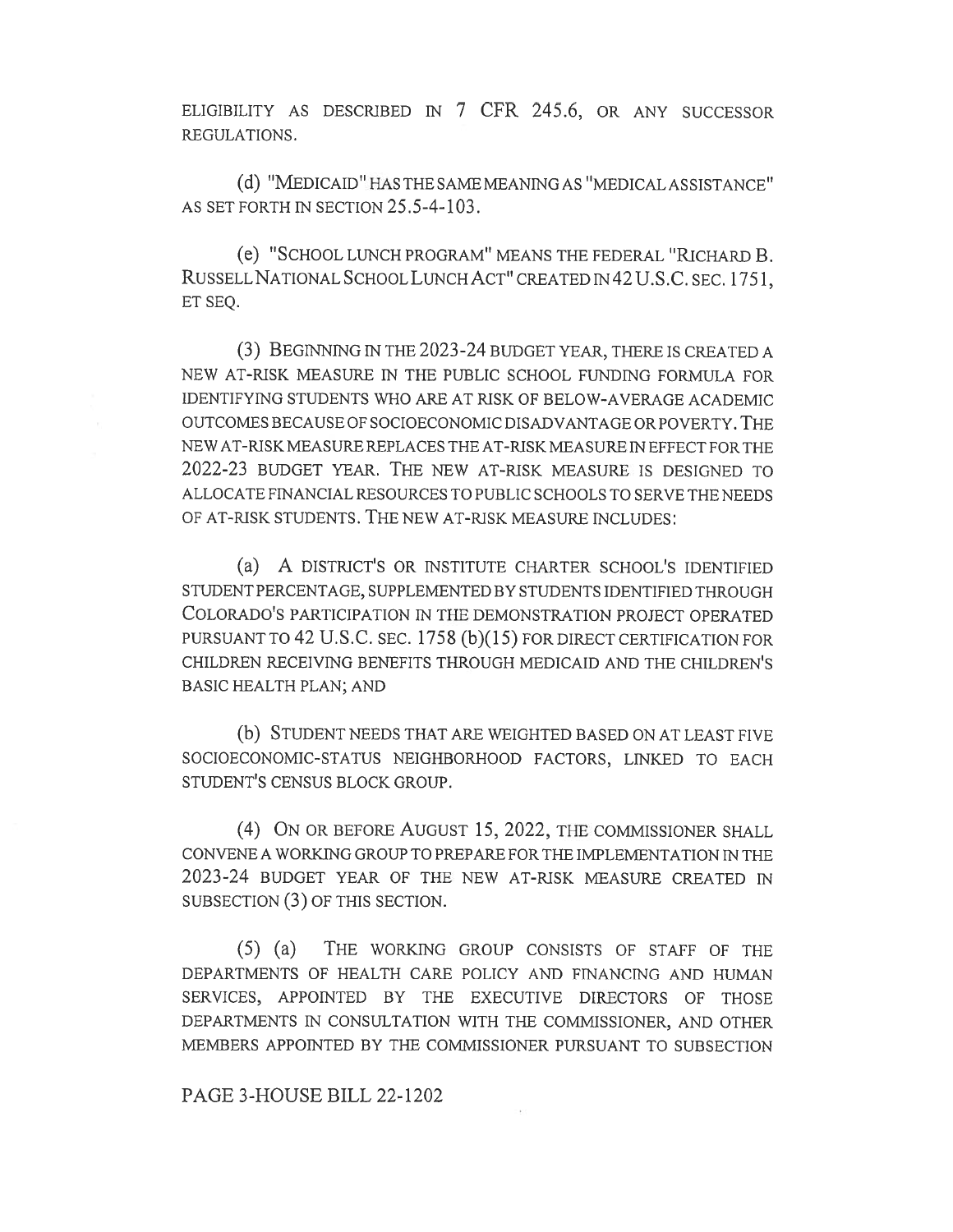ELIGIBILITY AS DESCRIBED IN 7 CFR 245.6, OR ANY SUCCESSOR REGULATIONS.

(d) "MEDICAID" HAS THE SAME MEANING AS "MEDICAL ASSISTANCE" AS SET FORTH IN SECTION 25.5-4-103.

(e) "SCHOOL LUNCH PROGRAM" MEANS THE FEDERAL "RICHARD B. RUSSELL NATIONAL SCHOOL LUNCH ACT" CREATED IN 42 U.S.C. SEC. 1751, ET SEQ.

(3) BEGINNING IN THE 2023-24 BUDGET YEAR, THERE IS CREATED A NEW AT-RISK MEASURE IN THE PUBLIC SCHOOL FUNDING FORMULA FOR IDENTIFYING STUDENTS WHO ARE AT RISK OF BELOW-AVERAGE ACADEMIC OUTCOMES BECAUSE OF SOCIOECONOMIC DISADVANTAGE OR POVERTY. THE NEW AT-RISK MEASURE REPLACES THE AT-RISK MEASURE IN EFFECT FOR THE 2022-23 BUDGET YEAR. THE NEW AT-RISK MEASURE IS DESIGNED TO ALLOCATE FINANCIAL RESOURCES TO PUBLIC SCHOOLS TO SERVE THE NEEDS OF AT-RISK STUDENTS. THE NEW AT-RISK MEASURE INCLUDES:

(a) A DISTRICT'S OR INSTITUTE CHARTER SCHOOL'S IDENTIFIED STUDENT PERCENTAGE, SUPPLEMENTED BY STUDENTS IDENTIFIED THROUGH COLORADO'S PARTICIPATION IN THE DEMONSTRATION PROJECT OPERATED PURSUANT TO 42 U.S.C. SEC. 1758 (b)(15) FOR DIRECT CERTIFICATION FOR CHILDREN RECEIVING BENEFITS THROUGH MEDICAID AND THE CHILDREN'S BASIC HEALTH PLAN; AND

(b) STUDENT NEEDS THAT ARE WEIGHTED BASED ON AT LEAST FIVE SOCIOECONOMIC-STATUS NEIGHBORHOOD FACTORS, LINKED TO EACH STUDENT'S CENSUS BLOCK GROUP.

(4) ON OR BEFORE AUGUST 15, 2022, THE COMMISSIONER SHALL CONVENE A WORKING GROUP TO PREPARE FOR THE IMPLEMENTATION IN THE 2023-24 BUDGET YEAR OF THE NEW AT-RISK MEASURE CREATED IN SUBSECTION (3) OF THIS SECTION.

(5) (a) THE WORKING GROUP CONSISTS OF STAFF OF THE DEPARTMENTS OF HEALTH CARE POLICY AND FINANCING AND HUMAN SERVICES, APPOINTED BY THE EXECUTIVE DIRECTORS OF THOSE DEPARTMENTS IN CONSULTATION WITH THE COMMISSIONER, AND OTHER MEMBERS APPOINTED BY THE COMMISSIONER PURSUANT TO SUBSECTION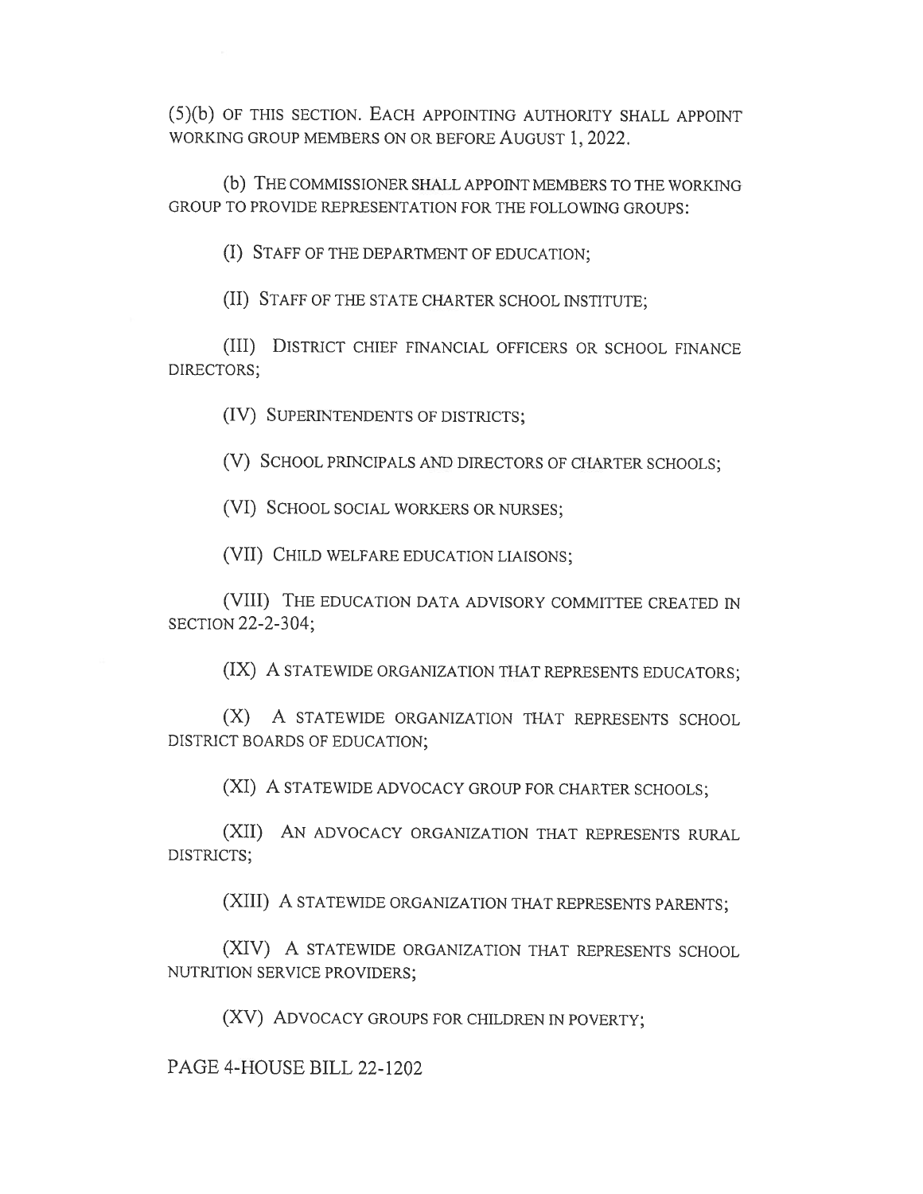(5)(b) OF THIS SECTION. EACH APPOINTING AUTHORITY SHALL APPOINT WORKING GROUP MEMBERS ON OR BEFORE AUGUST 1, 2022.

(b) THE COMMISSIONER SHALL APPOINT MEMBERS TO THE WORKING GROUP TO PROVIDE REPRESENTATION FOR THE FOLLOWING GROUPS:

(I) STAFF OF THE DEPARTMENT OF EDUCATION;

(II) STAFF OF THE STATE CHARTER SCHOOL INSTITUTE;

(III) DISTRICT CHIEF FINANCIAL OFFICERS OR SCHOOL FINANCE DIRECTORS;

(IV) SUPERINTENDENTS OF DISTRICTS;

(V) SCHOOL PRINCIPALS AND DIRECTORS OF CHARTER SCHOOLS;

(VI) SCHOOL SOCIAL WORKERS OR NURSES;

(VII) CHILD WELFARE EDUCATION LIAISONS;

(VIII) THE EDUCATION DATA ADVISORY COMMITTEE CREATED IN SECTION 22-2-304;

(IX) A STATEWIDE ORGANIZATION THAT REPRESENTS EDUCATORS;

(X) A STATEWIDE ORGANIZATION THAT REPRESENTS SCHOOL DISTRICT BOARDS OF EDUCATION;

(XI) A STATEWIDE ADVOCACY GROUP FOR CHARTER SCHOOLS;

(XII) AN ADVOCACY ORGANIZATION THAT REPRESENTS RURAL DISTRICTS;

(XIII) A STATEWIDE ORGANIZATION THAT REPRESENTS PARENTS;

(XIV) A STATEWIDE ORGANIZATION THAT REPRESENTS SCHOOL NUTRITION SERVICE PROVIDERS;

(XV) ADVOCACY GROUPS FOR CHILDREN IN POVERTY;

PAGE 4-HOUSE BILL 22-1202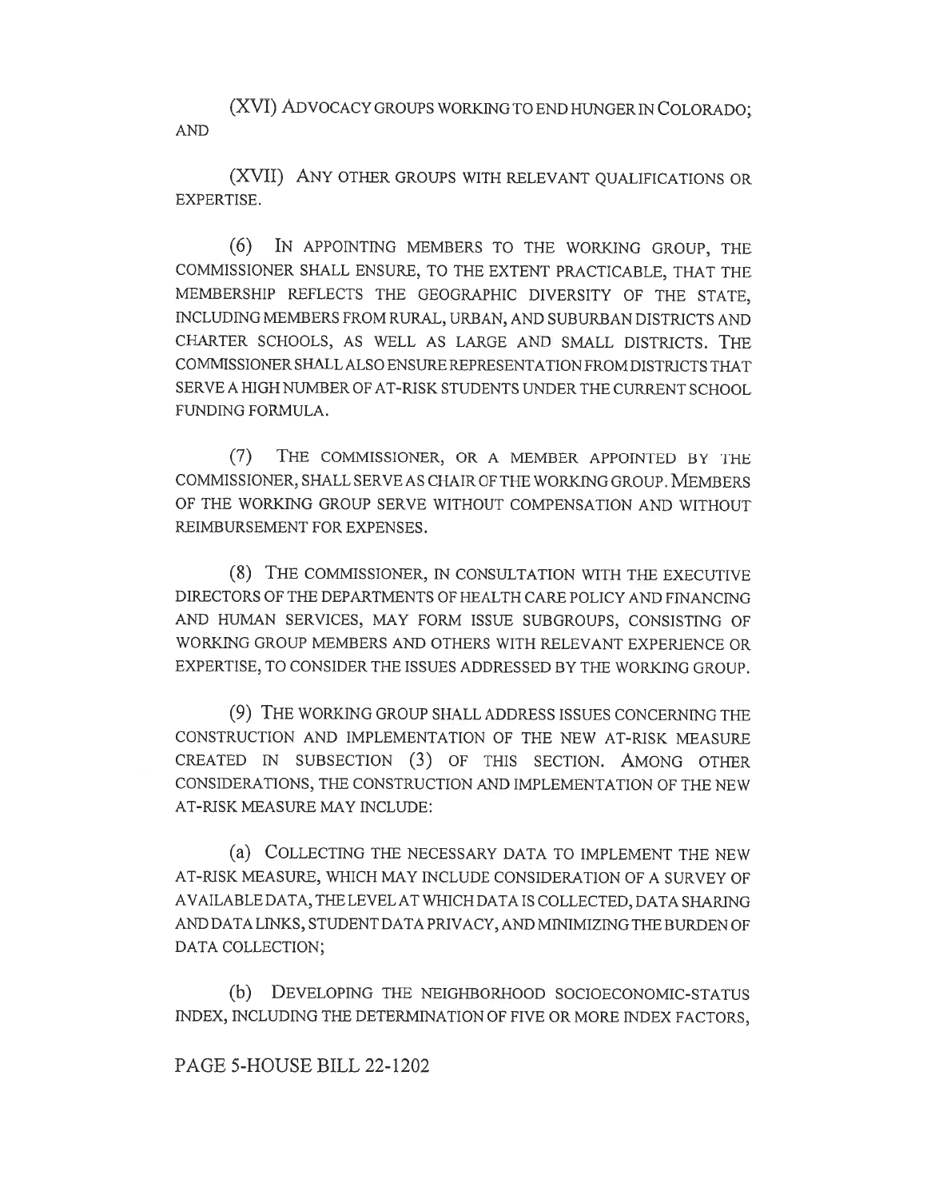(XVI) ADVOCACY GROUPS WORKING TO END HUNGER IN COLORADO; AND

(XVII) ANY OTHER GROUPS WITH RELEVANT QUALIFICATIONS OR EXPERTISE.

(6) IN APPOINTING MEMBERS TO THE WORKING GROUP, THE COMMISSIONER SHALL ENSURE, TO THE EXTENT PRACTICABLE, THAT THE MEMBERSHIP REFLECTS THE GEOGRAPHIC DIVERSITY OF THE STATE, INCLUDING MEMBERS FROM RURAL, URBAN, AND SUBURBAN DISTRICTS AND CHARTER SCHOOLS, AS WELL AS LARGE AND SMALL DISTRICTS. THE COMMISSIONER SHALL ALSO ENSURE REPRESENTATION FROM DISTRICTS THAT SERVE A HIGH NUMBER OF AT-RISK STUDENTS UNDER THE CURRENT SCHOOL FUNDING FORMULA.

(7) THE COMMISSIONER, OR A MEMBER APPOINTED BY THE COMMISSIONER, SHALL SERVE AS CHAIR OF THE WORKING GROUP. MEMBERS OF THE WORKING GROUP SERVE WITHOUT COMPENSATION AND WITHOUT REIMBURSEMENT FOR EXPENSES.

(8) THE COMMISSIONER, IN CONSULTATION WITH THE EXECUTIVE DIRECTORS OF THE DEPARTMENTS OF HEALTH CARE POLICY AND FINANCING AND HUMAN SERVICES, MAY FORM ISSUE SUBGROUPS, CONSISTING OF WORKING GROUP MEMBERS AND OTHERS WITH RELEVANT EXPERIENCE OR EXPERTISE, TO CONSIDER THE ISSUES ADDRESSED BY THE WORKING GROUP.

(9) THE WORKING GROUP SHALL ADDRESS ISSUES CONCERNING THE CONSTRUCTION AND IMPLEMENTATION OF THE NEW AT-RISK MEASURE CREATED IN SUBSECTION (3) OF THIS SECTION. AMONG OTHER CONSIDERATIONS, THE CONSTRUCTION AND IMPLEMENTATION OF THE NEW AT-RISK MEASURE MAY INCLUDE:

(a) COLLECTING THE NECESSARY DATA TO IMPLEMENT THE NEW AT-RISK MEASURE, WHICH MAY INCLUDE CONSIDERATION OF A SURVEY OF AVAILABLE DATA, THE LEVEL AT WHICH DATA IS COLLECTED, DATA SHARING AND DATA LINKS, STUDENT DATA PRIVACY, AND MINIMIZING THE BURDEN OF DATA COLLECTION;

(b) DEVELOPING THE NEIGHBORHOOD SOCIOECONOMIC-STATUS INDEX, INCLUDING THE DETERMINATION OF FIVE OR MORE INDEX FACTORS,

PAGE 5-HOUSE BILL 22-1202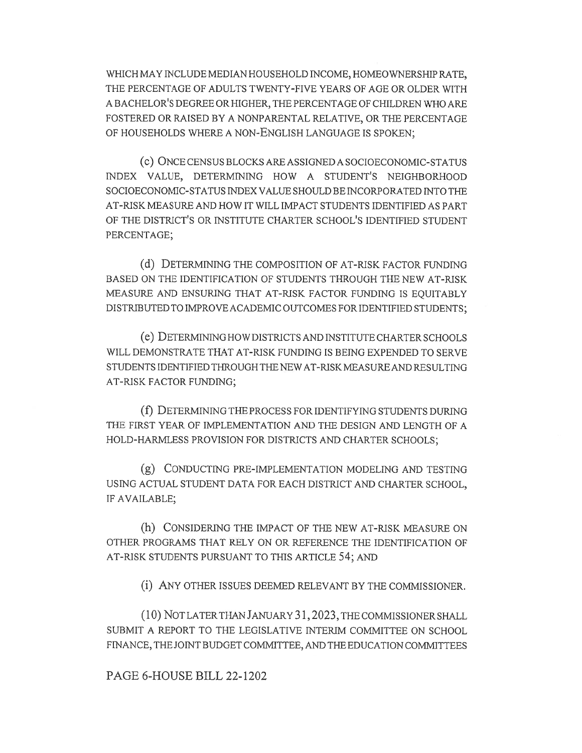WHICH MAY INCLUDE MEDIAN HOUSEHOLD INCOME, HOMEOWNERSHIP RATE, THE PERCENTAGE OF ADULTS TWENTY-FIVE YEARS OF AGE OR OLDER WITH A BACHELOR'S DEGREE OR HIGHER, THE PERCENTAGE OF CHILDREN WHO ARE FOSTERED OR RAISED BY A NONPARENTAL RELATIVE, OR THE PERCENTAGE OF HOUSEHOLDS WHERE A NON-ENGLISH LANGUAGE IS SPOKEN;

(c) ONCE CENSUS BLOCKS ARE ASSIGNED A SOCIOECONOMIC-STATUS INDEX VALUE, DETERMINING HOW A STUDENT'S NEIGHBORHOOD SOCIOECONOMIC-STATUS INDEX VALUE SHOULD BE INCORPORATED INTO THE AT-RISK MEASURE AND HOW IT WILL IMPACT STUDENTS IDENTIFIED AS PART OF THE DISTRICT'S OR INSTITUTE CHARTER SCHOOL'S IDENTIFIED STUDENT PERCENTAGE;

(d) DETERMINING THE COMPOSITION OF AT-RISK FACTOR FUNDING BASED ON THE IDENTIFICATION OF STUDENTS THROUGH THE NEW AT-RISK MEASURE AND ENSURING THAT AT-RISK FACTOR FUNDING IS EQUITABLY DISTRIBUTED TO IMPROVE ACADEMIC OUTCOMES FOR IDENTIFIED STUDENTS;

(e) DETERMINING HOW DISTRICTS AND INSTITUTE CHARTER SCHOOLS WILL DEMONSTRATE THAT AT-RISK FUNDING IS BEING EXPENDED TO SERVE STUDENTS IDENTIFIED THROUGH THE NEW AT-RISK MEASURE AND RESULTING AT-RISK FACTOR FUNDING;

(f) DETERMINING THE PROCESS FOR IDENTIFYING STUDENTS DURING THE FIRST YEAR OF IMPLEMENTATION AND THE DESIGN AND LENGTH OF A HOLD-HARMLESS PROVISION FOR DISTRICTS AND CHARTER SCHOOLS;

(g) CONDUCTING PRE-IMPLEMENTATION MODELING AND TESTING USING ACTUAL STUDENT DATA FOR EACH DISTRICT AND CHARTER SCHOOL, IF AVAILABLE;

(h) CONSIDERING THE IMPACT OF THE NEW AT-RISK MEASURE ON OTHER PROGRAMS THAT RELY ON OR REFERENCE THE IDENTIFICATION OF AT-RISK STUDENTS PURSUANT TO THIS ARTICLE 54; AND

(i) ANY OTHER ISSUES DEEMED RELEVANT BY THE COMMISSIONER.

(10) NOT LATER THAN JANUARY 31, 2023, THE COMMISSIONER SHALL SUBMIT A REPORT TO THE LEGISLATIVE INTERIM COMMITTEE ON SCHOOL FINANCE, THE JOINT BUDGET COMMITTEE, AND THE EDUCATION COMMITTEES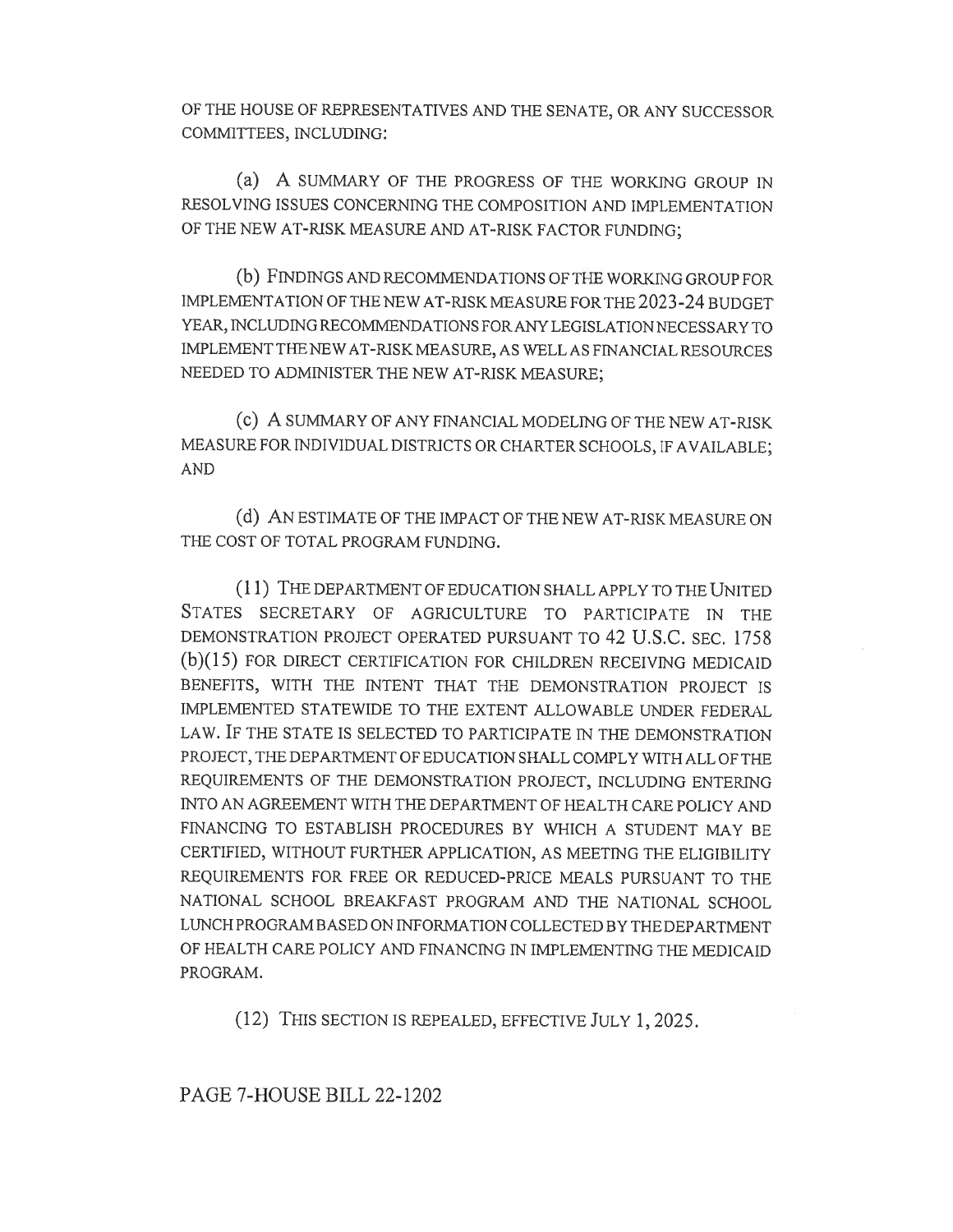OF THE HOUSE OF REPRESENTATIVES AND THE SENATE, OR ANY SUCCESSOR COMMITTEES, INCLUDING:

(a) A SUMMARY OF THE PROGRESS OF THE WORKING GROUP IN RESOLVING ISSUES CONCERNING THE COMPOSITION AND IMPLEMENTATION OF THE NEW AT-RISK MEASURE AND AT-RISK FACTOR FUNDING;

(b) FINDINGS AND RECOMMENDATIONS OF THE WORKING GROUP FOR IMPLEMENTATION OF THE NEW AT-RISK MEASURE FOR THE 2023-24 BUDGET YEAR, INCLUDING RECOMMENDATIONS FOR ANY LEGISLATION NECESSARY TO IMPLEMENT THE NEW AT-RISK MEASURE, AS WELL AS FINANCIAL RESOURCES NEEDED TO ADMINISTER THE NEW AT-RISK MEASURE;

(c) A SUMMARY OF ANY FINANCIAL MODELING OF THE NEW AT-RISK MEASURE FOR INDIVIDUAL DISTRICTS OR CHARTER SCHOOLS, IF AVAILABLE; AND

(d) AN ESTIMATE OF THE IMPACT OF THE NEW AT-RISK MEASURE ON THE COST OF TOTAL PROGRAM FUNDING.

(11) THE DEPARTMENT OF EDUCATION SHALL APPLY TO THE UNITED STATES SECRETARY OF AGRICULTURE TO PARTICIPATE IN THE DEMONSTRATION PROJECT OPERATED PURSUANT TO 42 U.S.C. SEC. 1758 (b)(15) FOR DIRECT CERTIFICATION FOR CHILDREN RECEIVING MEDICAID BENEFITS, WITH THE INTENT THAT THE DEMONSTRATION PROJECT IS IMPLEMENTED STATEWIDE TO THE EXTENT ALLOWABLE UNDER FEDERAL LAW. IF THE STATE IS SELECTED TO PARTICIPATE IN THE DEMONSTRATION PROJECT, THE DEPARTMENT OF EDUCATION SHALL COMPLY WITH ALL OF THE REQUIREMENTS OF THE DEMONSTRATION PROJECT, INCLUDING ENTERING INTO AN AGREEMENT WITH THE DEPARTMENT OF HEALTH CARE POLICY AND FINANCING TO ESTABLISH PROCEDURES BY WHICH A STUDENT MAY BE CERTIFIED, WITHOUT FURTHER APPLICATION, AS MEETING THE ELIGIBILITY REQUIREMENTS FOR FREE OR REDUCED-PRICE MEALS PURSUANT TO THE NATIONAL SCHOOL BREAKFAST PROGRAM AND THE NATIONAL SCHOOL LUNCH PROGRAM BASED ON INFORMATION COLLECTED BY THE DEPARTMENT OF HEALTH CARE POLICY AND FINANCING IN IMPLEMENTING THE MEDICAID PROGRAM.

(12) THIS SECTION IS REPEALED, EFFECTIVE JULY 1, 2025.

PAGE 7-HOUSE BILL 22-1202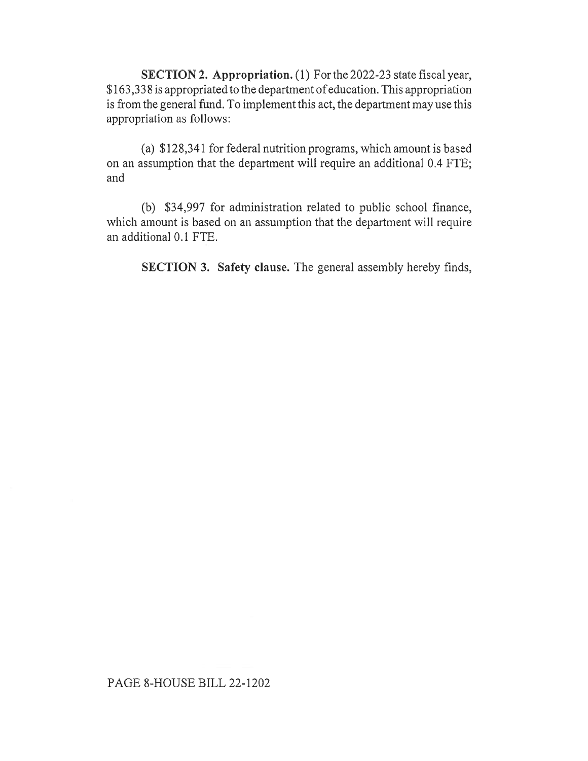**SECTION 2. Appropriation.** (1) For the 2022-23 state fiscal year, $163,338 is appropriated to the department of education. This appropriation is from the general fund. To implement this act, the department may use this appropriation as follows:

(a) $128,341 for federal nutrition programs, which amount is based on an assumption that the department will require an additional 0.4 FTE; and

(b) $34,997 for administration related to public school finance, which amount is based on an assumption that the department will require an additional 0.1 FTE.

**SECTION 3. Safety clause.** The general assembly hereby finds,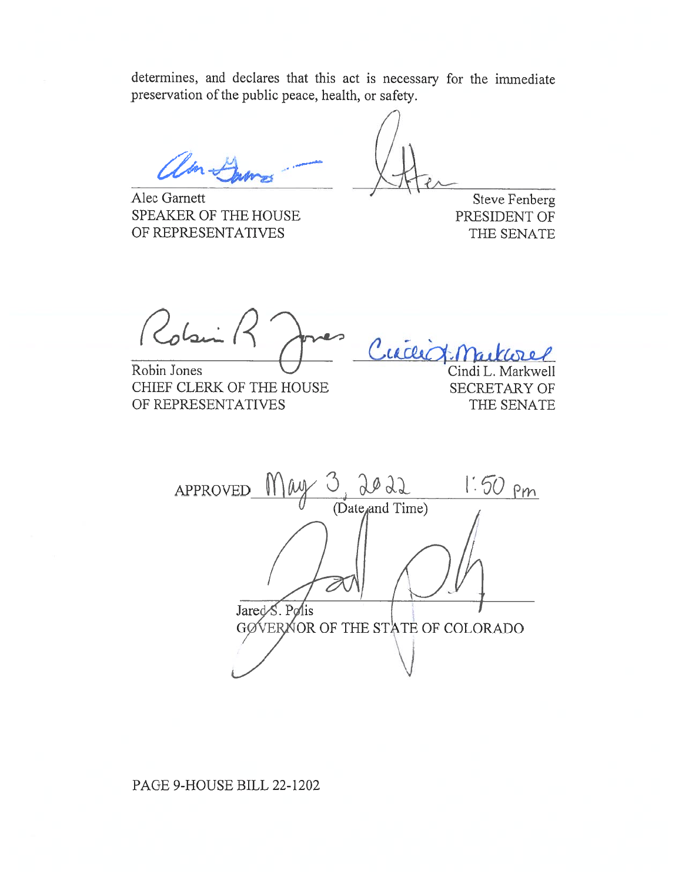determines, and declares that this act is necessary for the immediate preservation of the public peace, health, or safety.

Alec Garnett
SPEAKER OF THE HOUSE
OF REPRESENTATIVES

Steve Fenberg
PRESIDENT OF
THE SENATE

Robin Jones
CHIEF CLERK OF THE HOUSE
OF REPRESENTATIVES

Cindi L. Markwell
SECRETARY OF
THE SENATE

APPROVED May 3, 2022 1:50 pm
(Date and Time)

Jared S. Polis
GOVERNOR OF THE STATE OF COLORADO

PAGE 9-HOUSE BILL 22-1202